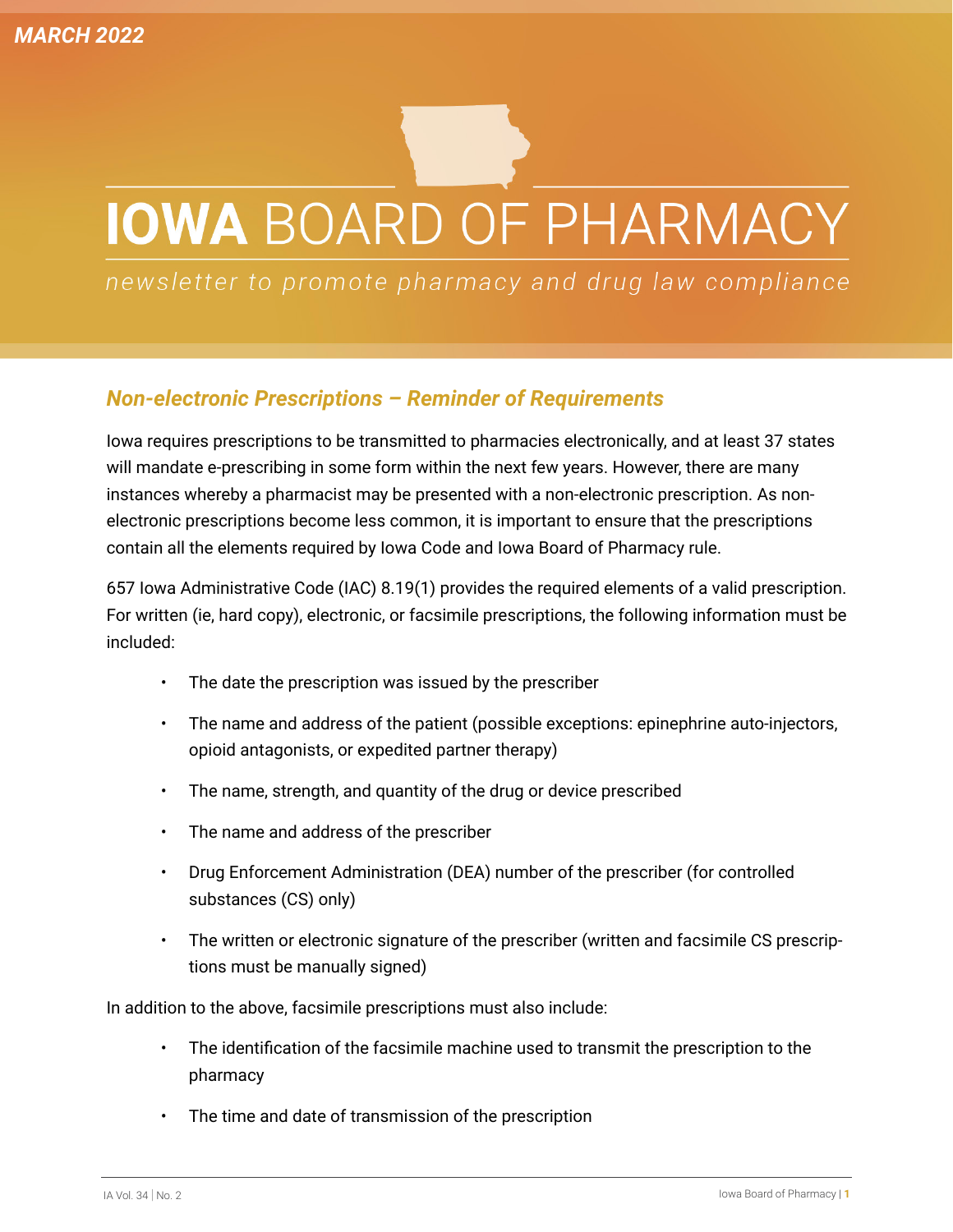MARCH 2022

# IOWA BOARD OF PHARMACY

*newsletter to promote pharmacy and drug law compliance*

## Non-electronic Prescriptions – Reminder of Requirements

Iowa requires prescriptions to be transmitted to pharmacies electronically, and at least 37 states will mandate e-prescribing in some form within the next few years. However, there are many instances whereby a pharmacist may be presented with a non-electronic prescription. As non-electronic prescriptions become less common, it is important to ensure that the prescriptions contain all the elements required by Iowa Code and Iowa Board of Pharmacy rule.

657 Iowa Administrative Code (IAC) 8.19(1) provides the required elements of a valid prescription. For written (ie, hard copy), electronic, or facsimile prescriptions, the following information must be included:

- The date the prescription was issued by the prescriber
- The name and address of the patient (possible exceptions: epinephrine auto-injectors, opioid antagonists, or expedited partner therapy)
- The name, strength, and quantity of the drug or device prescribed
- The name and address of the prescriber
- Drug Enforcement Administration (DEA) number of the prescriber (for controlled substances (CS) only)
- The written or electronic signature of the prescriber (written and facsimile CS prescriptions must be manually signed)

In addition to the above, facsimile prescriptions must also include:

- The identification of the facsimile machine used to transmit the prescription to the pharmacy
- The time and date of transmission of the prescription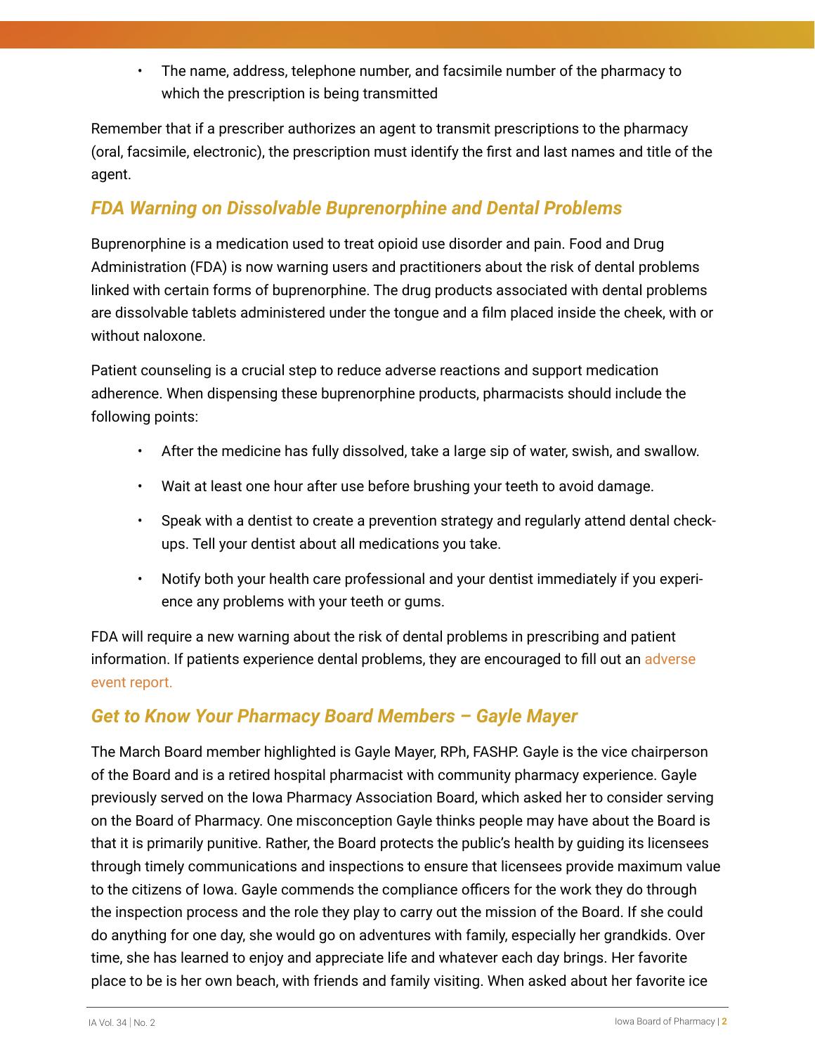- The name, address, telephone number, and facsimile number of the pharmacy to which the prescription is being transmitted

Remember that if a prescriber authorizes an agent to transmit prescriptions to the pharmacy (oral, facsimile, electronic), the prescription must identify the first and last names and title of the agent.

## *FDA Warning on Dissolvable Buprenorphine and Dental Problems*

Buprenorphine is a medication used to treat opioid use disorder and pain. Food and Drug Administration (FDA) is now warning users and practitioners about the risk of dental problems linked with certain forms of buprenorphine. The drug products associated with dental problems are dissolvable tablets administered under the tongue and a film placed inside the cheek, with or without naloxone.

Patient counseling is a crucial step to reduce adverse reactions and support medication adherence. When dispensing these buprenorphine products, pharmacists should include the following points:

- After the medicine has fully dissolved, take a large sip of water, swish, and swallow.
- Wait at least one hour after use before brushing your teeth to avoid damage.
- Speak with a dentist to create a prevention strategy and regularly attend dental check-ups. Tell your dentist about all medications you take.
- Notify both your health care professional and your dentist immediately if you experience any problems with your teeth or gums.

FDA will require a new warning about the risk of dental problems in prescribing and patient information. If patients experience dental problems, they are encouraged to fill out an adverse event report.

## *Get to Know Your Pharmacy Board Members – Gayle Mayer*

The March Board member highlighted is Gayle Mayer, RPh, FASHP. Gayle is the vice chairperson of the Board and is a retired hospital pharmacist with community pharmacy experience. Gayle previously served on the Iowa Pharmacy Association Board, which asked her to consider serving on the Board of Pharmacy. One misconception Gayle thinks people may have about the Board is that it is primarily punitive. Rather, the Board protects the public's health by guiding its licensees through timely communications and inspections to ensure that licensees provide maximum value to the citizens of Iowa. Gayle commends the compliance officers for the work they do through the inspection process and the role they play to carry out the mission of the Board. If she could do anything for one day, she would go on adventures with family, especially her grandkids. Over time, she has learned to enjoy and appreciate life and whatever each day brings. Her favorite place to be is her own beach, with friends and family visiting. When asked about her favorite ice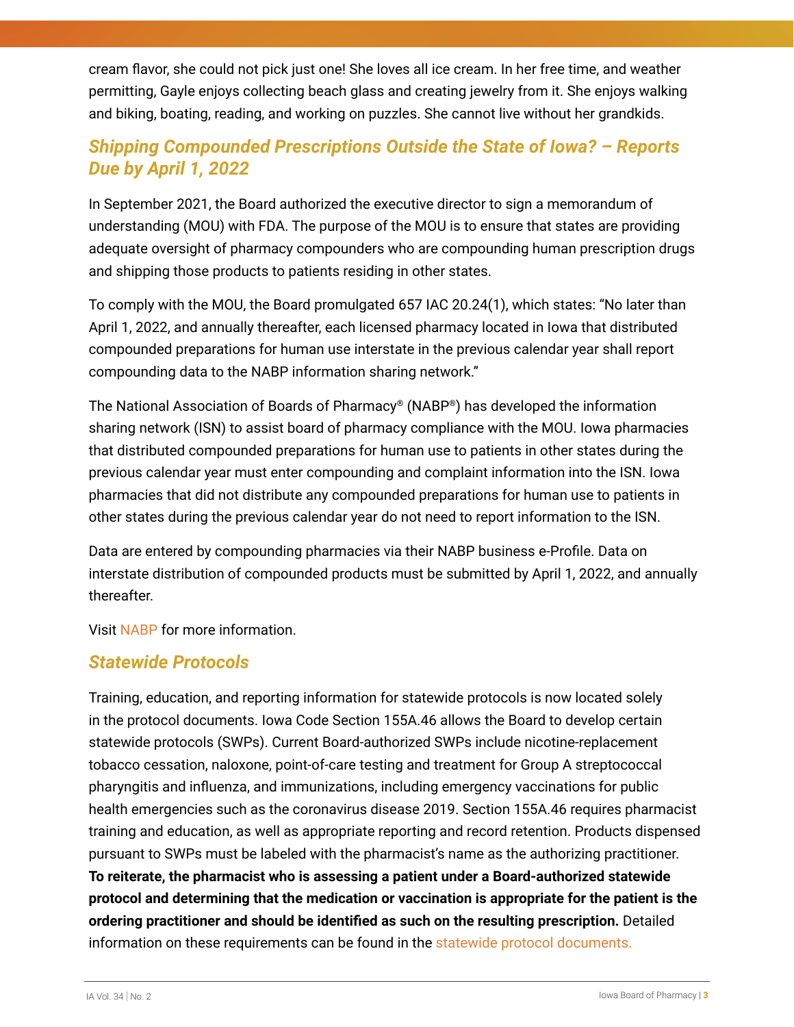cream flavor, she could not pick just one! She loves all ice cream. In her free time, and weather permitting, Gayle enjoys collecting beach glass and creating jewelry from it. She enjoys walking and biking, boating, reading, and working on puzzles. She cannot live without her grandkids.

## *Shipping Compounded Prescriptions Outside the State of Iowa? – Reports Due by April 1, 2022*

In September 2021, the Board authorized the executive director to sign a memorandum of understanding (MOU) with FDA. The purpose of the MOU is to ensure that states are providing adequate oversight of pharmacy compounders who are compounding human prescription drugs and shipping those products to patients residing in other states.

To comply with the MOU, the Board promulgated 657 IAC 20.24(1), which states: "No later than April 1, 2022, and annually thereafter, each licensed pharmacy located in Iowa that distributed compounded preparations for human use interstate in the previous calendar year shall report compounding data to the NABP information sharing network."

The National Association of Boards of Pharmacy® (NABP®) has developed the information sharing network (ISN) to assist board of pharmacy compliance with the MOU. Iowa pharmacies that distributed compounded preparations for human use to patients in other states during the previous calendar year must enter compounding and complaint information into the ISN. Iowa pharmacies that did not distribute any compounded preparations for human use to patients in other states during the previous calendar year do not need to report information to the ISN.

Data are entered by compounding pharmacies via their NABP business e-Profile. Data on interstate distribution of compounded products must be submitted by April 1, 2022, and annually thereafter.

Visit NABP for more information.

## *Statewide Protocols*

Training, education, and reporting information for statewide protocols is now located solely in the protocol documents. Iowa Code Section 155A.46 allows the Board to develop certain statewide protocols (SWPs). Current Board-authorized SWPs include nicotine-replacement tobacco cessation, naloxone, point-of-care testing and treatment for Group A streptococcal pharyngitis and influenza, and immunizations, including emergency vaccinations for public health emergencies such as the coronavirus disease 2019. Section 155A.46 requires pharmacist training and education, as well as appropriate reporting and record retention. Products dispensed pursuant to SWPs must be labeled with the pharmacist's name as the authorizing practitioner. **To reiterate, the pharmacist who is assessing a patient under a Board-authorized statewide protocol and determining that the medication or vaccination is appropriate for the patient is the ordering practitioner and should be identified as such on the resulting prescription.** Detailed information on these requirements can be found in the statewide protocol documents.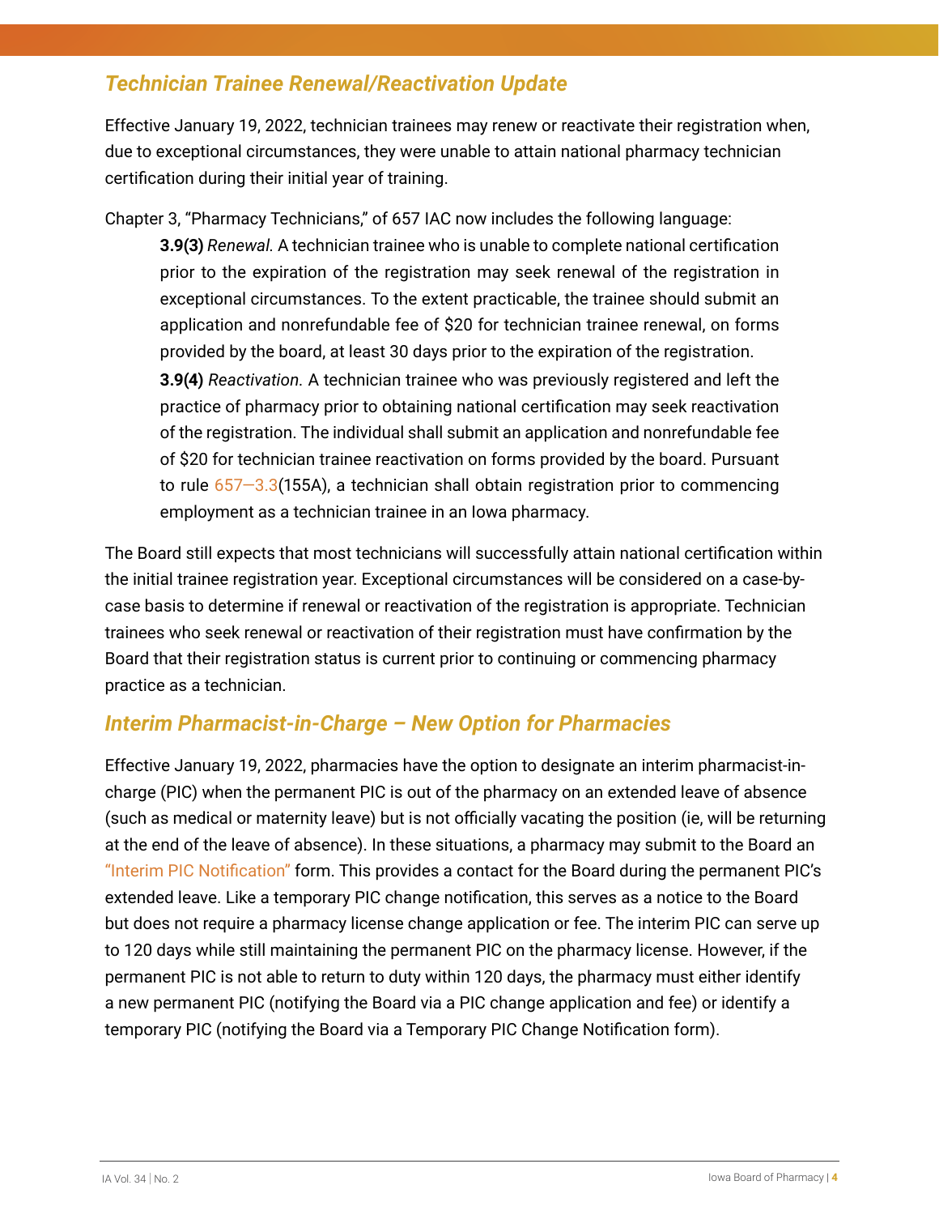## *Technician Trainee Renewal/Reactivation Update*

Effective January 19, 2022, technician trainees may renew or reactivate their registration when, due to exceptional circumstances, they were unable to attain national pharmacy technician certification during their initial year of training.

Chapter 3, "Pharmacy Technicians," of 657 IAC now includes the following language:

> **3.9(3)** *Renewal.* A technician trainee who is unable to complete national certification prior to the expiration of the registration may seek renewal of the registration in exceptional circumstances. To the extent practicable, the trainee should submit an application and nonrefundable fee of $20 for technician trainee renewal, on forms provided by the board, at least 30 days prior to the expiration of the registration.
>
> **3.9(4)** *Reactivation.* A technician trainee who was previously registered and left the practice of pharmacy prior to obtaining national certification may seek reactivation of the registration. The individual shall submit an application and nonrefundable fee of $20 for technician trainee reactivation on forms provided by the board. Pursuant to rule 657—3.3(155A), a technician shall obtain registration prior to commencing employment as a technician trainee in an Iowa pharmacy.

The Board still expects that most technicians will successfully attain national certification within the initial trainee registration year. Exceptional circumstances will be considered on a case-by-case basis to determine if renewal or reactivation of the registration is appropriate. Technician trainees who seek renewal or reactivation of their registration must have confirmation by the Board that their registration status is current prior to continuing or commencing pharmacy practice as a technician.

## *Interim Pharmacist-in-Charge – New Option for Pharmacies*

Effective January 19, 2022, pharmacies have the option to designate an interim pharmacist-in-charge (PIC) when the permanent PIC is out of the pharmacy on an extended leave of absence (such as medical or maternity leave) but is not officially vacating the position (ie, will be returning at the end of the leave of absence). In these situations, a pharmacy may submit to the Board an "Interim PIC Notification" form. This provides a contact for the Board during the permanent PIC's extended leave. Like a temporary PIC change notification, this serves as a notice to the Board but does not require a pharmacy license change application or fee. The interim PIC can serve up to 120 days while still maintaining the permanent PIC on the pharmacy license. However, if the permanent PIC is not able to return to duty within 120 days, the pharmacy must either identify a new permanent PIC (notifying the Board via a PIC change application and fee) or identify a temporary PIC (notifying the Board via a Temporary PIC Change Notification form).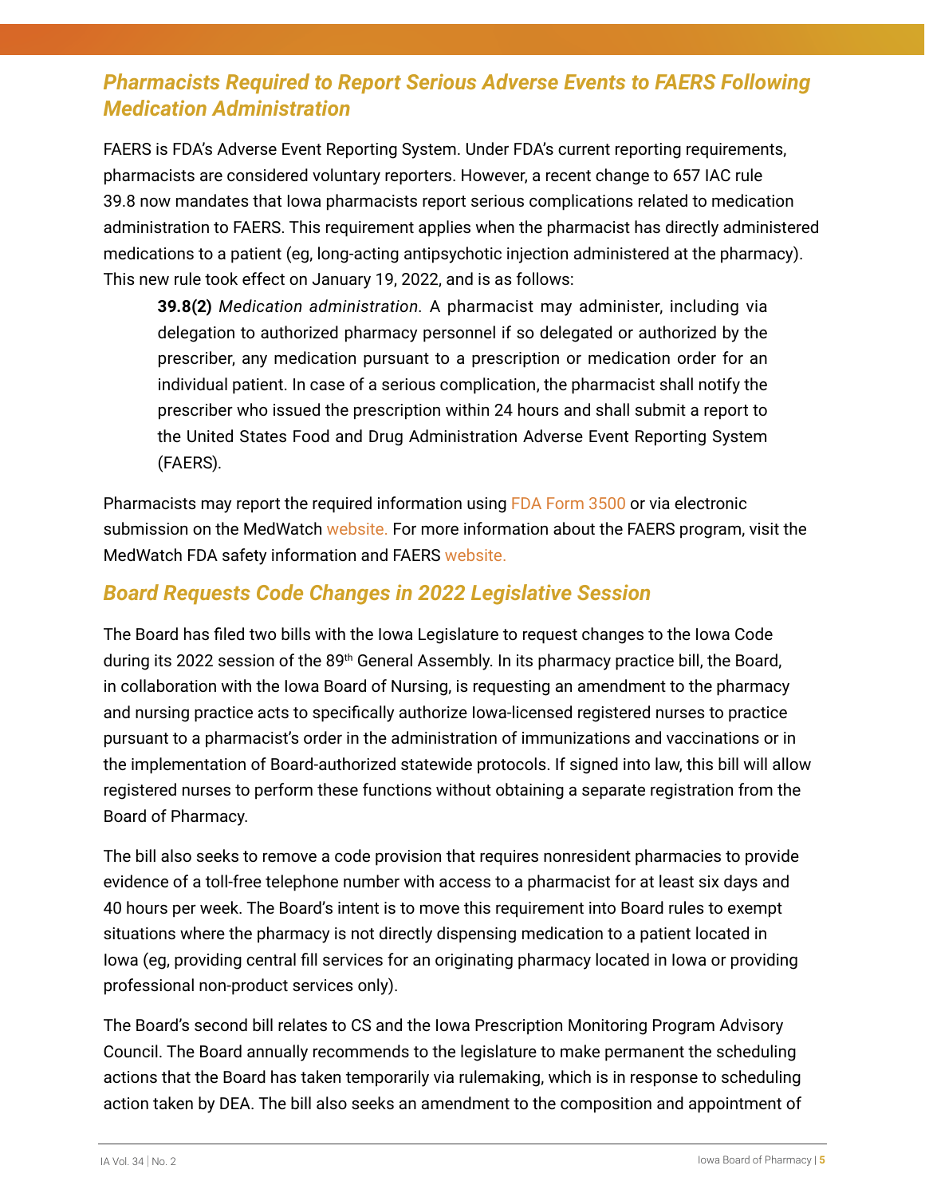## *Pharmacists Required to Report Serious Adverse Events to FAERS Following Medication Administration*

FAERS is FDA's Adverse Event Reporting System. Under FDA's current reporting requirements, pharmacists are considered voluntary reporters. However, a recent change to 657 IAC rule 39.8 now mandates that Iowa pharmacists report serious complications related to medication administration to FAERS. This requirement applies when the pharmacist has directly administered medications to a patient (eg, long-acting antipsychotic injection administered at the pharmacy). This new rule took effect on January 19, 2022, and is as follows:

> **39.8(2)** *Medication administration.* A pharmacist may administer, including via delegation to authorized pharmacy personnel if so delegated or authorized by the prescriber, any medication pursuant to a prescription or medication order for an individual patient. In case of a serious complication, the pharmacist shall notify the prescriber who issued the prescription within 24 hours and shall submit a report to the United States Food and Drug Administration Adverse Event Reporting System (FAERS).

Pharmacists may report the required information using FDA Form 3500 or via electronic submission on the MedWatch website. For more information about the FAERS program, visit the MedWatch FDA safety information and FAERS website.

## *Board Requests Code Changes in 2022 Legislative Session*

The Board has filed two bills with the Iowa Legislature to request changes to the Iowa Code during its 2022 session of the 89th General Assembly. In its pharmacy practice bill, the Board, in collaboration with the Iowa Board of Nursing, is requesting an amendment to the pharmacy and nursing practice acts to specifically authorize Iowa-licensed registered nurses to practice pursuant to a pharmacist's order in the administration of immunizations and vaccinations or in the implementation of Board-authorized statewide protocols. If signed into law, this bill will allow registered nurses to perform these functions without obtaining a separate registration from the Board of Pharmacy.

The bill also seeks to remove a code provision that requires nonresident pharmacies to provide evidence of a toll-free telephone number with access to a pharmacist for at least six days and 40 hours per week. The Board's intent is to move this requirement into Board rules to exempt situations where the pharmacy is not directly dispensing medication to a patient located in Iowa (eg, providing central fill services for an originating pharmacy located in Iowa or providing professional non-product services only).

The Board's second bill relates to CS and the Iowa Prescription Monitoring Program Advisory Council. The Board annually recommends to the legislature to make permanent the scheduling actions that the Board has taken temporarily via rulemaking, which is in response to scheduling action taken by DEA. The bill also seeks an amendment to the composition and appointment of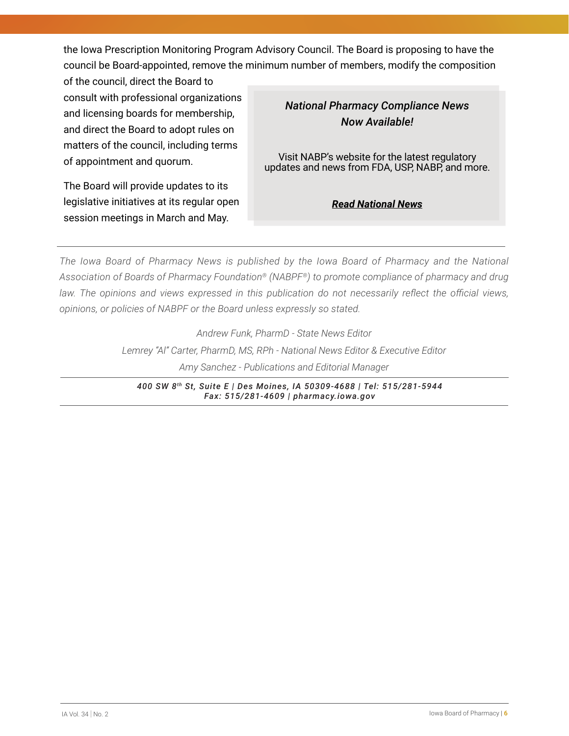the Iowa Prescription Monitoring Program Advisory Council. The Board is proposing to have the council be Board-appointed, remove the minimum number of members, modify the composition of the council, direct the Board to consult with professional organizations and licensing boards for membership, and direct the Board to adopt rules on matters of the council, including terms of appointment and quorum.

The Board will provide updates to its legislative initiatives at its regular open session meetings in March and May.

***National Pharmacy Compliance News Now Available!***

Visit NABP's website for the latest regulatory updates and news from FDA, USP, NABP, and more.

***Read National News***

---

*The Iowa Board of Pharmacy News is published by the Iowa Board of Pharmacy and the National Association of Boards of Pharmacy Foundation® (NABPF®) to promote compliance of pharmacy and drug law. The opinions and views expressed in this publication do not necessarily reflect the official views, opinions, or policies of NABPF or the Board unless expressly so stated.*

*Andrew Funk, PharmD - State News Editor*

*Lemrey "Al" Carter, PharmD, MS, RPh - National News Editor & Executive Editor*

*Amy Sanchez - Publications and Editorial Manager*

***400 SW 8th St, Suite E | Des Moines, IA 50309-4688 | Tel: 515/281-5944***
***Fax: 515/281-4609 | pharmacy.iowa.gov***